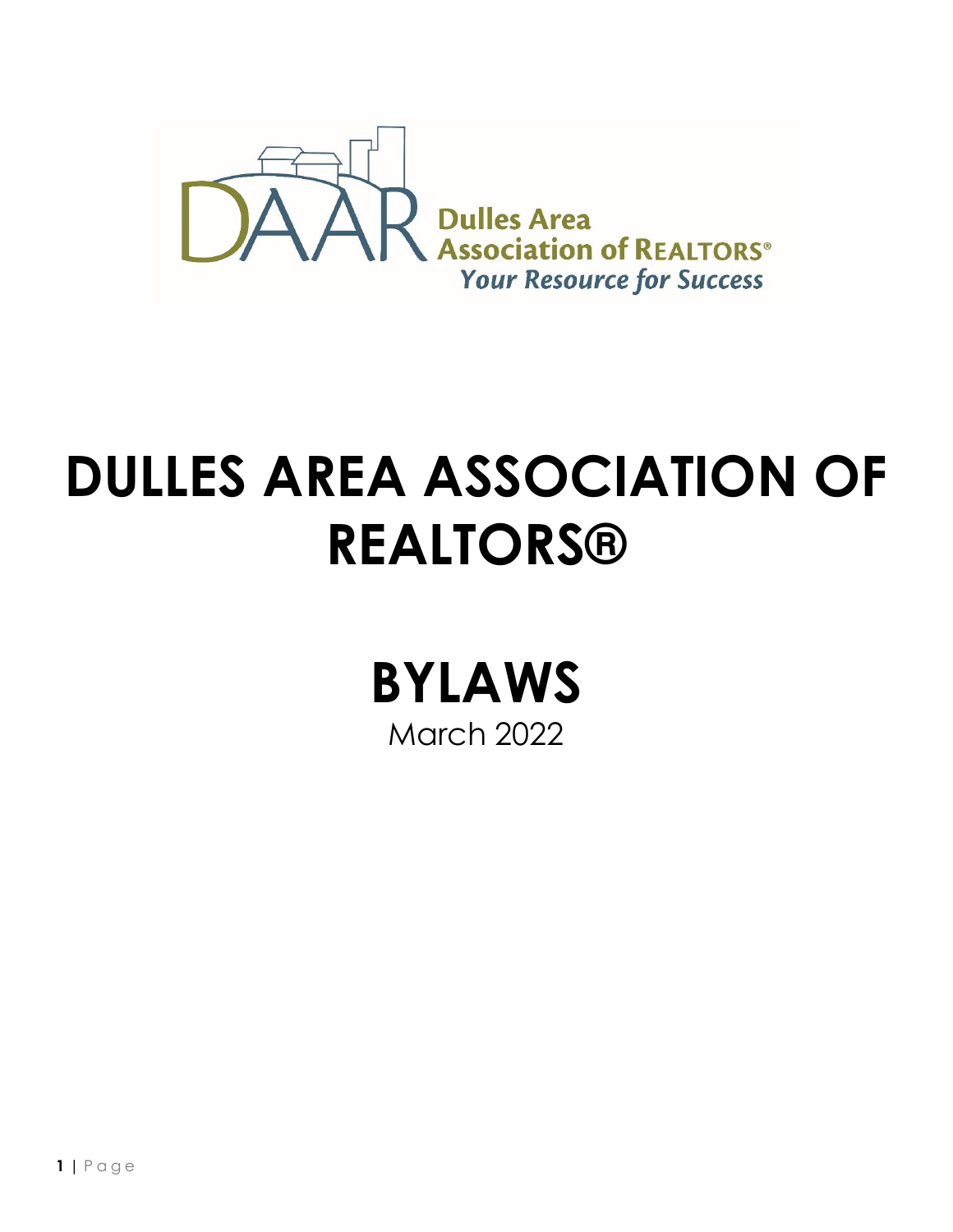Dulles Area Association of REALTORS®

*Your Resource for Success*

# DULLES AREA ASSOCIATION OF REALTORS®

# BYLAWS

March 2022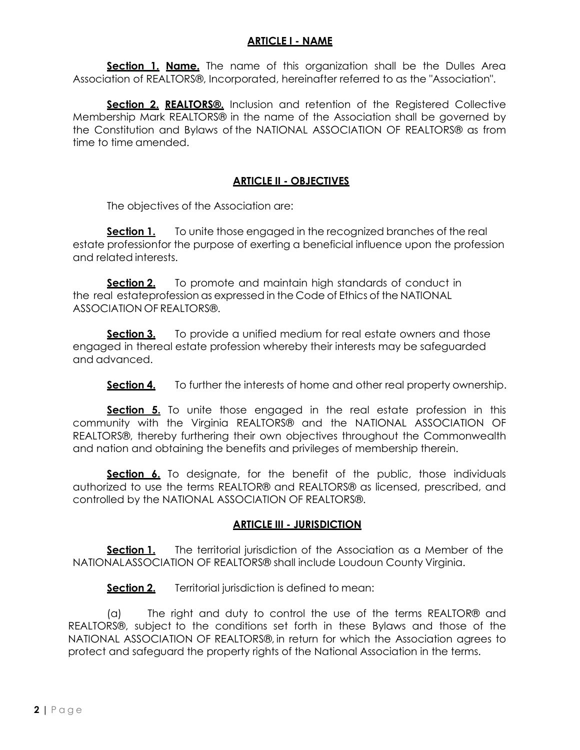## ARTICLE I - NAME

**Section 1. Name.** The name of this organization shall be the Dulles Area Association of REALTORS®, Incorporated, hereinafter referred to as the "Association".

**Section 2. REALTORS®.** Inclusion and retention of the Registered Collective Membership Mark REALTORS® in the name of the Association shall be governed by the Constitution and Bylaws of the NATIONAL ASSOCIATION OF REALTORS® as from time to time amended.

## ARTICLE II - OBJECTIVES

The objectives of the Association are:

**Section 1.** To unite those engaged in the recognized branches of the real estate professionfor the purpose of exerting a beneficial influence upon the profession and related interests.

**Section 2.** To promote and maintain high standards of conduct in the real estateprofession as expressed in the Code of Ethics of the NATIONAL ASSOCIATION OF REALTORS®.

**Section 3.** To provide a unified medium for real estate owners and those engaged in thereal estate profession whereby their interests may be safeguarded and advanced.

**Section 4.** To further the interests of home and other real property ownership.

**Section 5.** To unite those engaged in the real estate profession in this community with the Virginia REALTORS® and the NATIONAL ASSOCIATION OF REALTORS®, thereby furthering their own objectives throughout the Commonwealth and nation and obtaining the benefits and privileges of membership therein.

**Section 6.** To designate, for the benefit of the public, those individuals authorized to use the terms REALTOR® and REALTORS® as licensed, prescribed, and controlled by the NATIONAL ASSOCIATION OF REALTORS®.

## ARTICLE III - JURISDICTION

**Section 1.** The territorial jurisdiction of the Association as a Member of the NATIONALASSOCIATION OF REALTORS® shall include Loudoun County Virginia.

**Section 2.** Territorial jurisdiction is defined to mean:

(a) The right and duty to control the use of the terms REALTOR® and REALTORS®, subject to the conditions set forth in these Bylaws and those of the NATIONAL ASSOCIATION OF REALTORS®, in return for which the Association agrees to protect and safeguard the property rights of the National Association in the terms.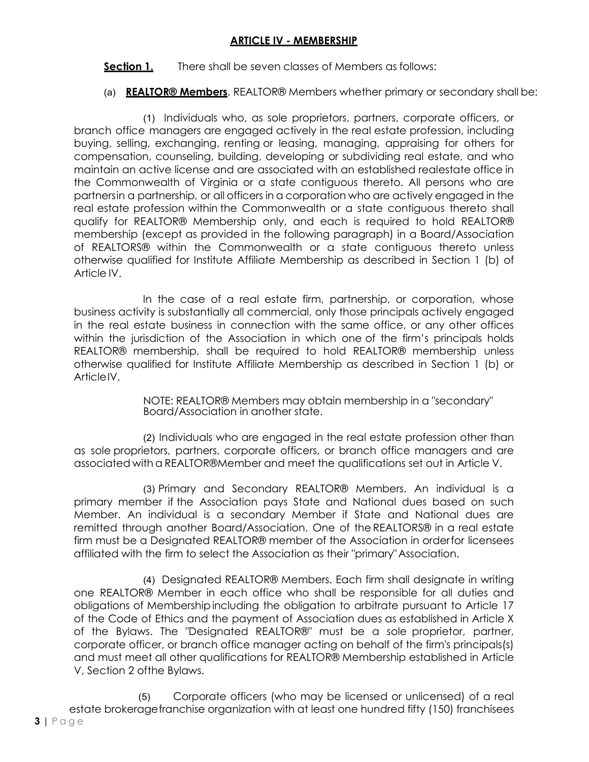## ARTICLE IV - MEMBERSHIP

**Section 1.** There shall be seven classes of Members as follows:

(a) **REALTOR® Members**. REALTOR® Members whether primary or secondary shall be:

(1) Individuals who, as sole proprietors, partners, corporate officers, or branch office managers are engaged actively in the real estate profession, including buying, selling, exchanging, renting or leasing, managing, appraising for others for compensation, counseling, building, developing or subdividing real estate, and who maintain an active license and are associated with an established realestate office in the Commonwealth of Virginia or a state contiguous thereto. All persons who are partnersin a partnership, or all officers in a corporation who are actively engaged in the real estate profession within the Commonwealth or a state contiguous thereto shall qualify for REALTOR® Membership only, and each is required to hold REALTOR® membership (except as provided in the following paragraph) in a Board/Association of REALTORS® within the Commonwealth or a state contiguous thereto unless otherwise qualified for Institute Affiliate Membership as described in Section 1 (b) of Article IV.

In the case of a real estate firm, partnership, or corporation, whose business activity is substantially all commercial, only those principals actively engaged in the real estate business in connection with the same office, or any other offices within the jurisdiction of the Association in which one of the firm's principals holds REALTOR® membership, shall be required to hold REALTOR® membership unless otherwise qualified for Institute Affiliate Membership as described in Section 1 (b) or ArticleIV.

NOTE: REALTOR® Members may obtain membership in a "secondary" Board/Association in another state.

(2) Individuals who are engaged in the real estate profession other than as sole proprietors, partners, corporate officers, or branch office managers and are associated with a REALTOR®Member and meet the qualifications set out in Article V.

(3) Primary and Secondary REALTOR® Members. An individual is a primary member if the Association pays State and National dues based on such Member. An individual is a secondary Member if State and National dues are remitted through another Board/Association. One of the REALTORS® in a real estate firm must be a Designated REALTOR® member of the Association in orderfor licensees affiliated with the firm to select the Association as their "primary" Association.

(4) Designated REALTOR® Members. Each firm shall designate in writing one REALTOR® Member in each office who shall be responsible for all duties and obligations of Membershipincluding the obligation to arbitrate pursuant to Article 17 of the Code of Ethics and the payment of Association dues as established in Article X of the Bylaws. The "Designated REALTOR®" must be a sole proprietor, partner, corporate officer, or branch office manager acting on behalf of the firm's principals(s) and must meet all other qualifications for REALTOR® Membership established in Article V, Section 2 ofthe Bylaws.

(5) Corporate officers (who may be licensed or unlicensed) of a real estate brokeragefranchise organization with at least one hundred fifty (150) franchisees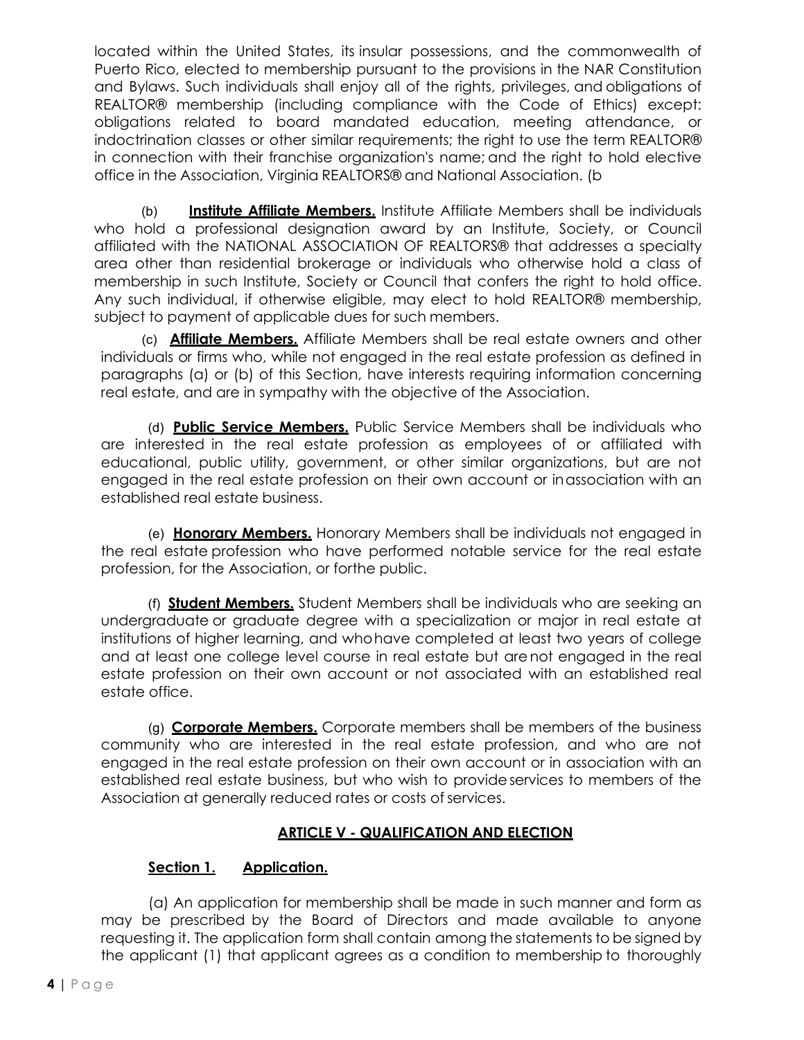located within the United States, its insular possessions, and the commonwealth of Puerto Rico, elected to membership pursuant to the provisions in the NAR Constitution and Bylaws. Such individuals shall enjoy all of the rights, privileges, and obligations of REALTOR® membership (including compliance with the Code of Ethics) except: obligations related to board mandated education, meeting attendance, or indoctrination classes or other similar requirements; the right to use the term REALTOR® in connection with their franchise organization's name; and the right to hold elective office in the Association, Virginia REALTORS® and National Association. (b

(b) **Institute Affiliate Members.** Institute Affiliate Members shall be individuals who hold a professional designation award by an Institute, Society, or Council affiliated with the NATIONAL ASSOCIATION OF REALTORS® that addresses a specialty area other than residential brokerage or individuals who otherwise hold a class of membership in such Institute, Society or Council that confers the right to hold office. Any such individual, if otherwise eligible, may elect to hold REALTOR® membership, subject to payment of applicable dues for such members.

(c) **Affiliate Members.** Affiliate Members shall be real estate owners and other individuals or firms who, while not engaged in the real estate profession as defined in paragraphs (a) or (b) of this Section, have interests requiring information concerning real estate, and are in sympathy with the objective of the Association.

(d) **Public Service Members.** Public Service Members shall be individuals who are interested in the real estate profession as employees of or affiliated with educational, public utility, government, or other similar organizations, but are not engaged in the real estate profession on their own account or inassociation with an established real estate business.

(e) **Honorary Members.** Honorary Members shall be individuals not engaged in the real estate profession who have performed notable service for the real estate profession, for the Association, or forthe public.

(f) **Student Members.** Student Members shall be individuals who are seeking an undergraduate or graduate degree with a specialization or major in real estate at institutions of higher learning, and whohave completed at least two years of college and at least one college level course in real estate but arenot engaged in the real estate profession on their own account or not associated with an established real estate office.

(g) **Corporate Members.** Corporate members shall be members of the business community who are interested in the real estate profession, and who are not engaged in the real estate profession on their own account or in association with an established real estate business, but who wish to provideservices to members of the Association at generally reduced rates or costs of services.

## ARTICLE V - QUALIFICATION AND ELECTION

### Section 1. Application.

(a) An application for membership shall be made in such manner and form as may be prescribed by the Board of Directors and made available to anyone requesting it. The application form shall contain among the statements to be signed by the applicant (1) that applicant agrees as a condition to membership to thoroughly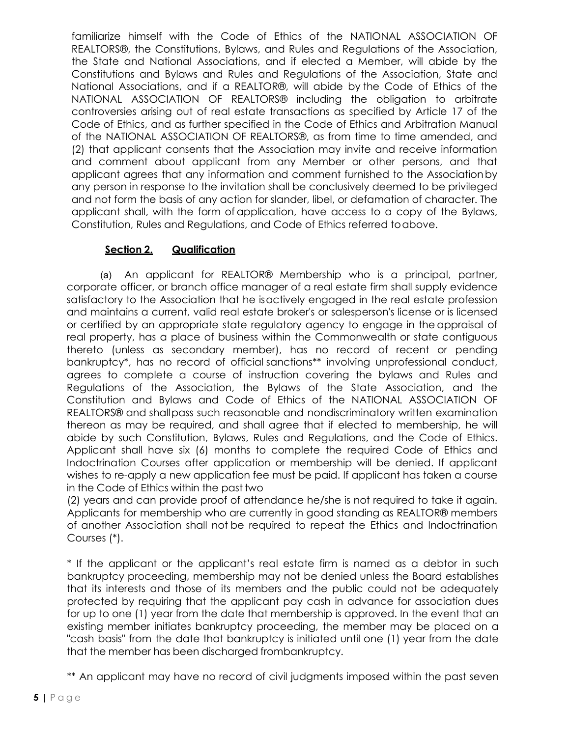familiarize himself with the Code of Ethics of the NATIONAL ASSOCIATION OF REALTORS®, the Constitutions, Bylaws, and Rules and Regulations of the Association, the State and National Associations, and if elected a Member, will abide by the Constitutions and Bylaws and Rules and Regulations of the Association, State and National Associations, and if a REALTOR®, will abide by the Code of Ethics of the NATIONAL ASSOCIATION OF REALTORS® including the obligation to arbitrate controversies arising out of real estate transactions as specified by Article 17 of the Code of Ethics, and as further specified in the Code of Ethics and Arbitration Manual of the NATIONAL ASSOCIATION OF REALTORS®, as from time to time amended, and (2) that applicant consents that the Association may invite and receive information and comment about applicant from any Member or other persons, and that applicant agrees that any information and comment furnished to the Association by any person in response to the invitation shall be conclusively deemed to be privileged and not form the basis of any action for slander, libel, or defamation of character. The applicant shall, with the form of application, have access to a copy of the Bylaws, Constitution, Rules and Regulations, and Code of Ethics referred to above.

### Section 2. Qualification

(a) An applicant for REALTOR® Membership who is a principal, partner, corporate officer, or branch office manager of a real estate firm shall supply evidence satisfactory to the Association that he is actively engaged in the real estate profession and maintains a current, valid real estate broker's or salesperson's license or is licensed or certified by an appropriate state regulatory agency to engage in the appraisal of real property, has a place of business within the Commonwealth or state contiguous thereto (unless as secondary member), has no record of recent or pending bankruptcy*, has no record of official sanctions** involving unprofessional conduct, agrees to complete a course of instruction covering the bylaws and Rules and Regulations of the Association, the Bylaws of the State Association, and the Constitution and Bylaws and Code of Ethics of the NATIONAL ASSOCIATION OF REALTORS® and shall pass such reasonable and nondiscriminatory written examination thereon as may be required, and shall agree that if elected to membership, he will abide by such Constitution, Bylaws, Rules and Regulations, and the Code of Ethics. Applicant shall have six (6) months to complete the required Code of Ethics and Indoctrination Courses after application or membership will be denied. If applicant wishes to re-apply a new application fee must be paid. If applicant has taken a course in the Code of Ethics within the past two (2) years and can provide proof of attendance he/she is not required to take it again. Applicants for membership who are currently in good standing as REALTOR® members of another Association shall not be required to repeat the Ethics and Indoctrination Courses (*).

* If the applicant or the applicant's real estate firm is named as a debtor in such bankruptcy proceeding, membership may not be denied unless the Board establishes that its interests and those of its members and the public could not be adequately protected by requiring that the applicant pay cash in advance for association dues for up to one (1) year from the date that membership is approved. In the event that an existing member initiates bankruptcy proceeding, the member may be placed on a "cash basis" from the date that bankruptcy is initiated until one (1) year from the date that the member has been discharged from bankruptcy.

** An applicant may have no record of civil judgments imposed within the past seven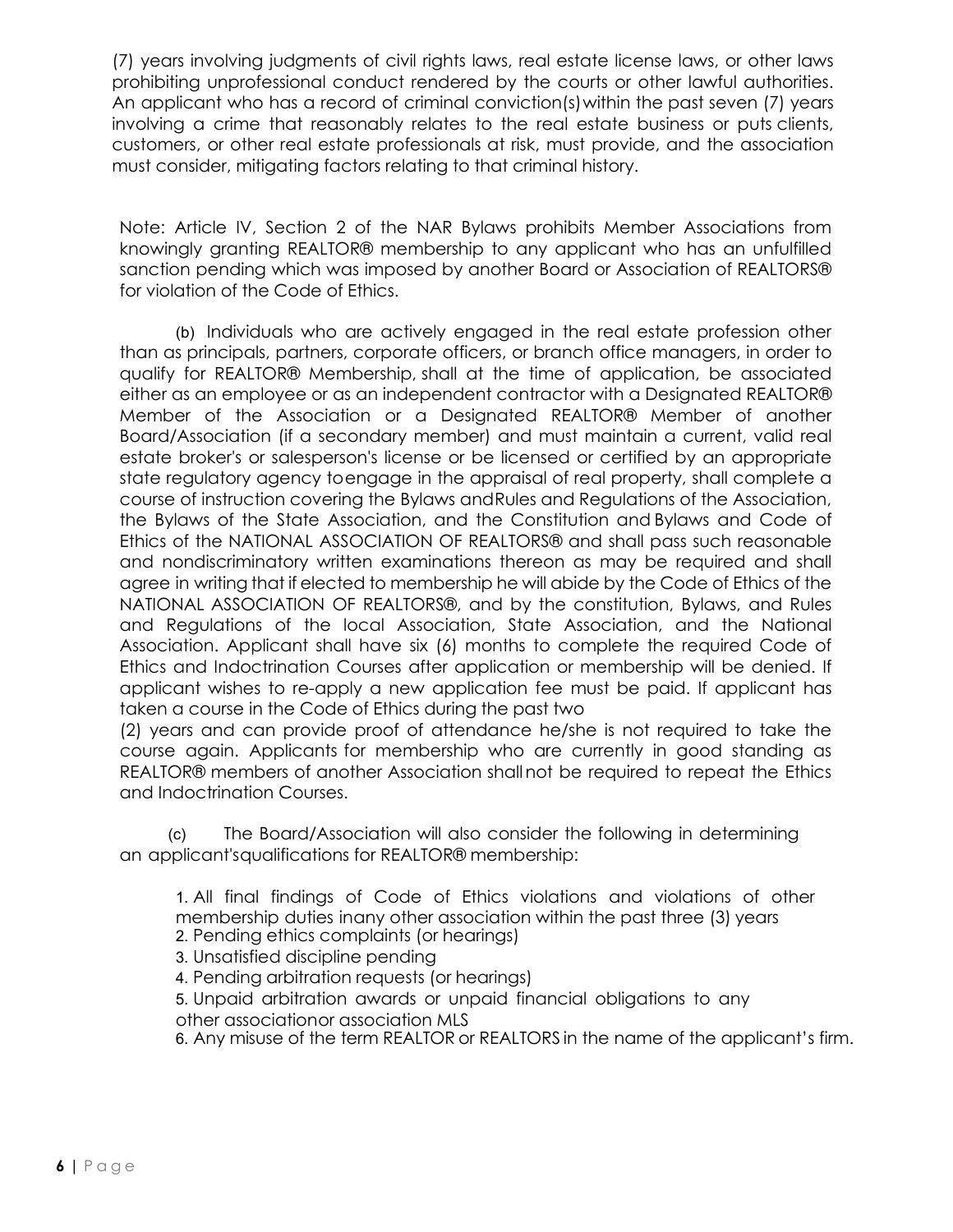(7) years involving judgments of civil rights laws, real estate license laws, or other laws prohibiting unprofessional conduct rendered by the courts or other lawful authorities. An applicant who has a record of criminal conviction(s) within the past seven (7) years involving a crime that reasonably relates to the real estate business or puts clients, customers, or other real estate professionals at risk, must provide, and the association must consider, mitigating factors relating to that criminal history.

Note: Article IV, Section 2 of the NAR Bylaws prohibits Member Associations from knowingly granting REALTOR® membership to any applicant who has an unfulfilled sanction pending which was imposed by another Board or Association of REALTORS® for violation of the Code of Ethics.

(b) Individuals who are actively engaged in the real estate profession other than as principals, partners, corporate officers, or branch office managers, in order to qualify for REALTOR® Membership, shall at the time of application, be associated either as an employee or as an independent contractor with a Designated REALTOR® Member of the Association or a Designated REALTOR® Member of another Board/Association (if a secondary member) and must maintain a current, valid real estate broker's or salesperson's license or be licensed or certified by an appropriate state regulatory agency to engage in the appraisal of real property, shall complete a course of instruction covering the Bylaws and Rules and Regulations of the Association, the Bylaws of the State Association, and the Constitution and Bylaws and Code of Ethics of the NATIONAL ASSOCIATION OF REALTORS® and shall pass such reasonable and nondiscriminatory written examinations thereon as may be required and shall agree in writing that if elected to membership he will abide by the Code of Ethics of the NATIONAL ASSOCIATION OF REALTORS®, and by the constitution, Bylaws, and Rules and Regulations of the local Association, State Association, and the National Association. Applicant shall have six (6) months to complete the required Code of Ethics and Indoctrination Courses after application or membership will be denied. If applicant wishes to re-apply a new application fee must be paid. If applicant has taken a course in the Code of Ethics during the past two (2) years and can provide proof of attendance he/she is not required to take the course again. Applicants for membership who are currently in good standing as REALTOR® members of another Association shall not be required to repeat the Ethics and Indoctrination Courses.

(c) The Board/Association will also consider the following in determining an applicant's qualifications for REALTOR® membership:

1. All final findings of Code of Ethics violations and violations of other membership duties in any other association within the past three (3) years
2. Pending ethics complaints (or hearings)
3. Unsatisfied discipline pending
4. Pending arbitration requests (or hearings)
5. Unpaid arbitration awards or unpaid financial obligations to any other association or association MLS
6. Any misuse of the term REALTOR or REALTORS in the name of the applicant's firm.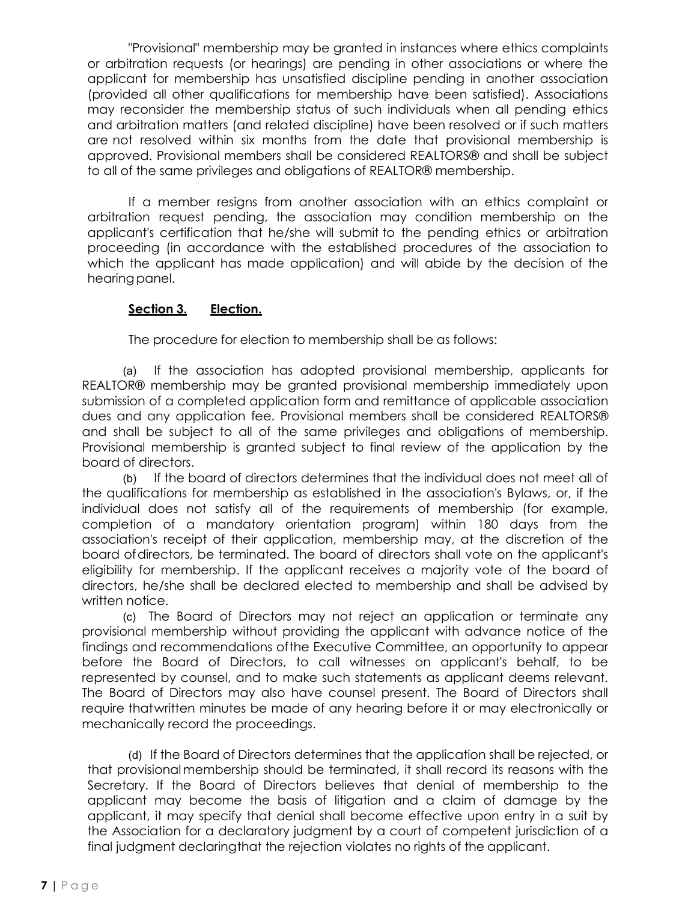"Provisional" membership may be granted in instances where ethics complaints or arbitration requests (or hearings) are pending in other associations or where the applicant for membership has unsatisfied discipline pending in another association (provided all other qualifications for membership have been satisfied). Associations may reconsider the membership status of such individuals when all pending ethics and arbitration matters (and related discipline) have been resolved or if such matters are not resolved within six months from the date that provisional membership is approved. Provisional members shall be considered REALTORS® and shall be subject to all of the same privileges and obligations of REALTOR® membership.

If a member resigns from another association with an ethics complaint or arbitration request pending, the association may condition membership on the applicant's certification that he/she will submit to the pending ethics or arbitration proceeding (in accordance with the established procedures of the association to which the applicant has made application) and will abide by the decision of the hearing panel.

**Section 3. Election.**

The procedure for election to membership shall be as follows:

(a) If the association has adopted provisional membership, applicants for REALTOR® membership may be granted provisional membership immediately upon submission of a completed application form and remittance of applicable association dues and any application fee. Provisional members shall be considered REALTORS® and shall be subject to all of the same privileges and obligations of membership. Provisional membership is granted subject to final review of the application by the board of directors.

(b) If the board of directors determines that the individual does not meet all of the qualifications for membership as established in the association's Bylaws, or, if the individual does not satisfy all of the requirements of membership (for example, completion of a mandatory orientation program) within 180 days from the association's receipt of their application, membership may, at the discretion of the board of directors, be terminated. The board of directors shall vote on the applicant's eligibility for membership. If the applicant receives a majority vote of the board of directors, he/she shall be declared elected to membership and shall be advised by written notice.

(c) The Board of Directors may not reject an application or terminate any provisional membership without providing the applicant with advance notice of the findings and recommendations of the Executive Committee, an opportunity to appear before the Board of Directors, to call witnesses on applicant's behalf, to be represented by counsel, and to make such statements as applicant deems relevant. The Board of Directors may also have counsel present. The Board of Directors shall require that written minutes be made of any hearing before it or may electronically or mechanically record the proceedings.

(d) If the Board of Directors determines that the application shall be rejected, or that provisional membership should be terminated, it shall record its reasons with the Secretary. If the Board of Directors believes that denial of membership to the applicant may become the basis of litigation and a claim of damage by the applicant, it may specify that denial shall become effective upon entry in a suit by the Association for a declaratory judgment by a court of competent jurisdiction of a final judgment declaring that the rejection violates no rights of the applicant.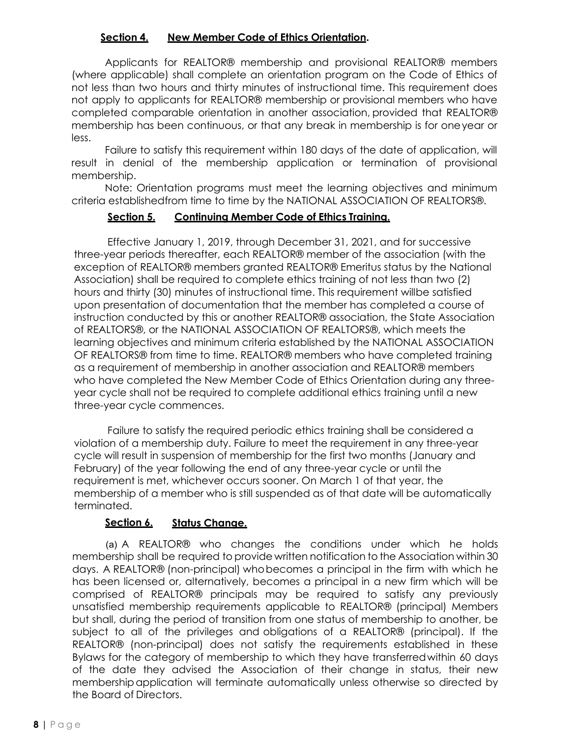## Section 4. New Member Code of Ethics Orientation.

Applicants for REALTOR® membership and provisional REALTOR® members (where applicable) shall complete an orientation program on the Code of Ethics of not less than two hours and thirty minutes of instructional time. This requirement does not apply to applicants for REALTOR® membership or provisional members who have completed comparable orientation in another association, provided that REALTOR® membership has been continuous, or that any break in membership is for one year or less.

Failure to satisfy this requirement within 180 days of the date of application, will result in denial of the membership application or termination of provisional membership.

Note: Orientation programs must meet the learning objectives and minimum criteria established from time to time by the NATIONAL ASSOCIATION OF REALTORS®.

## Section 5. Continuing Member Code of Ethics Training.

Effective January 1, 2019, through December 31, 2021, and for successive three-year periods thereafter, each REALTOR® member of the association (with the exception of REALTOR® members granted REALTOR® Emeritus status by the National Association) shall be required to complete ethics training of not less than two (2) hours and thirty (30) minutes of instructional time. This requirement will be satisfied upon presentation of documentation that the member has completed a course of instruction conducted by this or another REALTOR® association, the State Association of REALTORS®, or the NATIONAL ASSOCIATION OF REALTORS®, which meets the learning objectives and minimum criteria established by the NATIONAL ASSOCIATION OF REALTORS® from time to time. REALTOR® members who have completed training as a requirement of membership in another association and REALTOR® members who have completed the New Member Code of Ethics Orientation during any three-year cycle shall not be required to complete additional ethics training until a new three-year cycle commences.

Failure to satisfy the required periodic ethics training shall be considered a violation of a membership duty. Failure to meet the requirement in any three-year cycle will result in suspension of membership for the first two months (January and February) of the year following the end of any three-year cycle or until the requirement is met, whichever occurs sooner. On March 1 of that year, the membership of a member who is still suspended as of that date will be automatically terminated.

## Section 6. Status Change.

(a) A REALTOR® who changes the conditions under which he holds membership shall be required to provide written notification to the Association within 30 days. A REALTOR® (non-principal) who becomes a principal in the firm with which he has been licensed or, alternatively, becomes a principal in a new firm which will be comprised of REALTOR® principals may be required to satisfy any previously unsatisfied membership requirements applicable to REALTOR® (principal) Members but shall, during the period of transition from one status of membership to another, be subject to all of the privileges and obligations of a REALTOR® (principal). If the REALTOR® (non-principal) does not satisfy the requirements established in these Bylaws for the category of membership to which they have transferred within 60 days of the date they advised the Association of their change in status, their new membership application will terminate automatically unless otherwise so directed by the Board of Directors.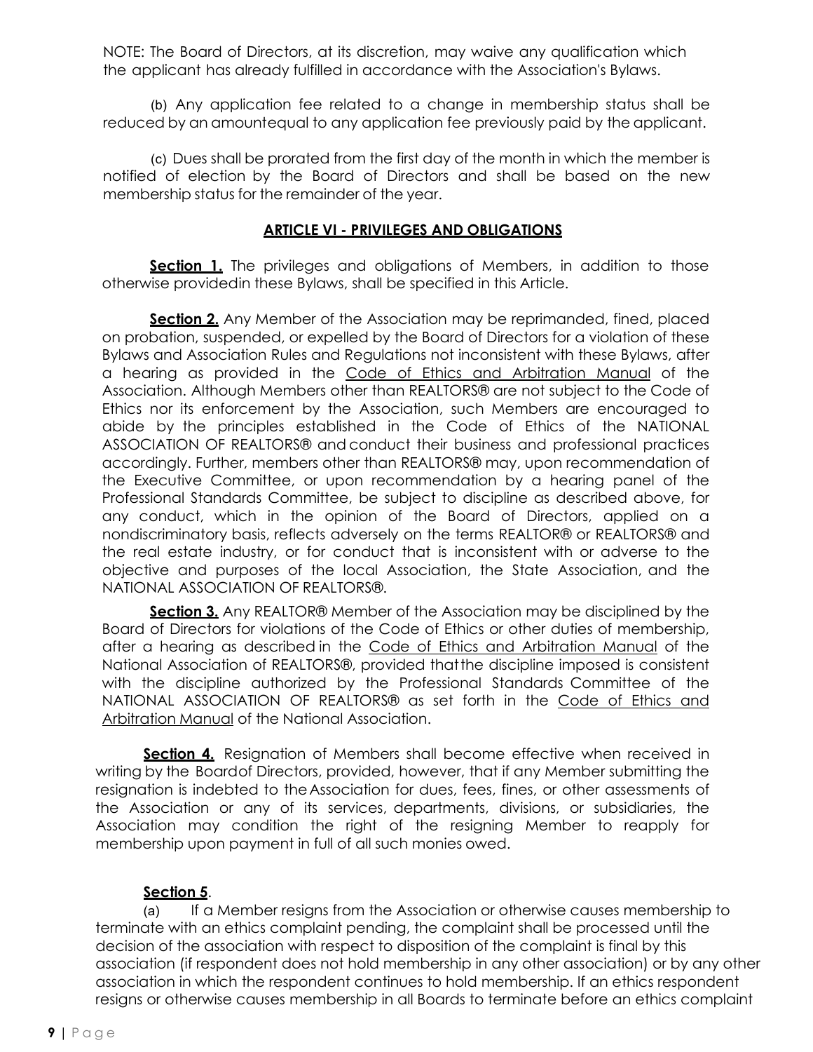NOTE: The Board of Directors, at its discretion, may waive any qualification which the applicant has already fulfilled in accordance with the Association's Bylaws.

(b) Any application fee related to a change in membership status shall be reduced by an amountequal to any application fee previously paid by the applicant.

(c) Dues shall be prorated from the first day of the month in which the member is notified of election by the Board of Directors and shall be based on the new membership status for the remainder of the year.

## ARTICLE VI - PRIVILEGES AND OBLIGATIONS

**Section 1.** The privileges and obligations of Members, in addition to those otherwise providedin these Bylaws, shall be specified in this Article.

**Section 2.** Any Member of the Association may be reprimanded, fined, placed on probation, suspended, or expelled by the Board of Directors for a violation of these Bylaws and Association Rules and Regulations not inconsistent with these Bylaws, after a hearing as provided in the Code of Ethics and Arbitration Manual of the Association. Although Members other than REALTORS® are not subject to the Code of Ethics nor its enforcement by the Association, such Members are encouraged to abide by the principles established in the Code of Ethics of the NATIONAL ASSOCIATION OF REALTORS® and conduct their business and professional practices accordingly. Further, members other than REALTORS® may, upon recommendation of the Executive Committee, or upon recommendation by a hearing panel of the Professional Standards Committee, be subject to discipline as described above, for any conduct, which in the opinion of the Board of Directors, applied on a nondiscriminatory basis, reflects adversely on the terms REALTOR® or REALTORS® and the real estate industry, or for conduct that is inconsistent with or adverse to the objective and purposes of the local Association, the State Association, and the NATIONAL ASSOCIATION OF REALTORS®.

**Section 3.** Any REALTOR® Member of the Association may be disciplined by the Board of Directors for violations of the Code of Ethics or other duties of membership, after a hearing as described in the Code of Ethics and Arbitration Manual of the National Association of REALTORS®, provided thatthe discipline imposed is consistent with the discipline authorized by the Professional Standards Committee of the NATIONAL ASSOCIATION OF REALTORS® as set forth in the Code of Ethics and Arbitration Manual of the National Association.

**Section 4.** Resignation of Members shall become effective when received in writing by the Boardof Directors, provided, however, that if any Member submitting the resignation is indebted to theAssociation for dues, fees, fines, or other assessments of the Association or any of its services, departments, divisions, or subsidiaries, the Association may condition the right of the resigning Member to reapply for membership upon payment in full of all such monies owed.

**Section 5**.

(a) If a Member resigns from the Association or otherwise causes membership to terminate with an ethics complaint pending, the complaint shall be processed until the decision of the association with respect to disposition of the complaint is final by this association (if respondent does not hold membership in any other association) or by any other association in which the respondent continues to hold membership. If an ethics respondent resigns or otherwise causes membership in all Boards to terminate before an ethics complaint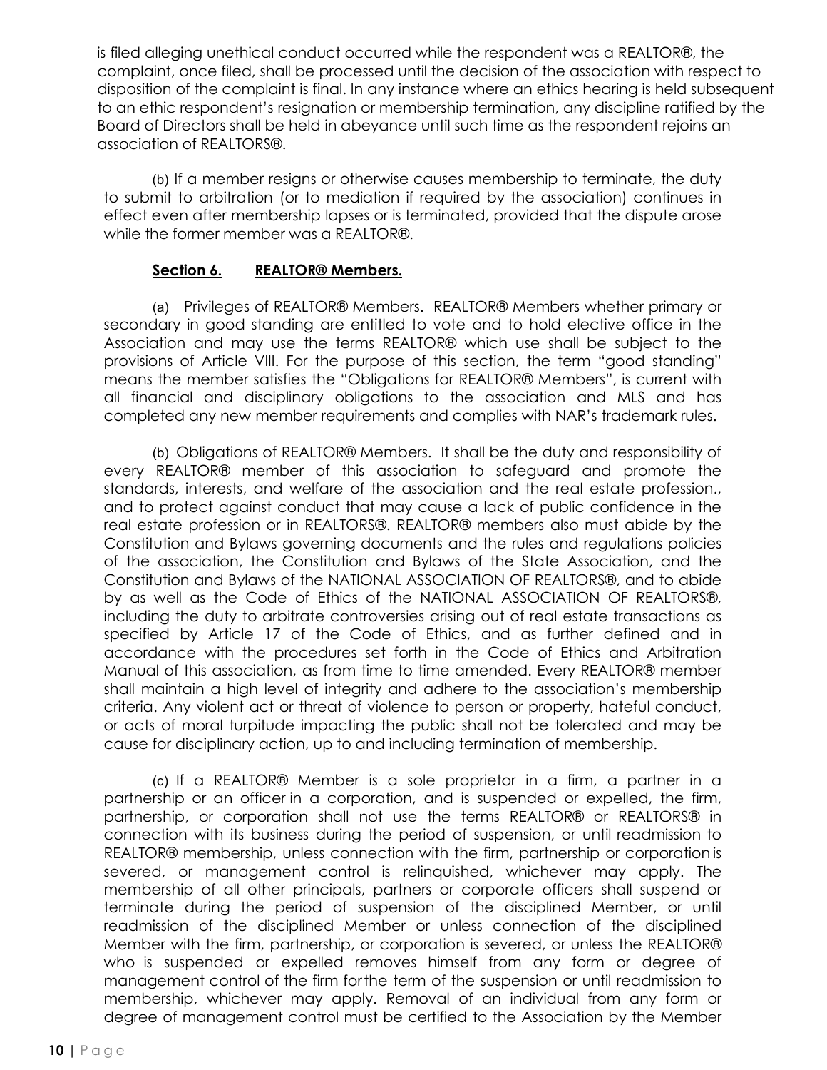is filed alleging unethical conduct occurred while the respondent was a REALTOR®, the complaint, once filed, shall be processed until the decision of the association with respect to disposition of the complaint is final. In any instance where an ethics hearing is held subsequent to an ethic respondent's resignation or membership termination, any discipline ratified by the Board of Directors shall be held in abeyance until such time as the respondent rejoins an association of REALTORS®.

(b) If a member resigns or otherwise causes membership to terminate, the duty to submit to arbitration (or to mediation if required by the association) continues in effect even after membership lapses or is terminated, provided that the dispute arose while the former member was a REALTOR®.

**Section 6. REALTOR® Members.**

(a) Privileges of REALTOR® Members. REALTOR® Members whether primary or secondary in good standing are entitled to vote and to hold elective office in the Association and may use the terms REALTOR® which use shall be subject to the provisions of Article VIII. For the purpose of this section, the term "good standing" means the member satisfies the "Obligations for REALTOR® Members", is current with all financial and disciplinary obligations to the association and MLS and has completed any new member requirements and complies with NAR's trademark rules.

(b) Obligations of REALTOR® Members. It shall be the duty and responsibility of every REALTOR® member of this association to safeguard and promote the standards, interests, and welfare of the association and the real estate profession., and to protect against conduct that may cause a lack of public confidence in the real estate profession or in REALTORS®. REALTOR® members also must abide by the Constitution and Bylaws governing documents and the rules and regulations policies of the association, the Constitution and Bylaws of the State Association, and the Constitution and Bylaws of the NATIONAL ASSOCIATION OF REALTORS®, and to abide by as well as the Code of Ethics of the NATIONAL ASSOCIATION OF REALTORS®, including the duty to arbitrate controversies arising out of real estate transactions as specified by Article 17 of the Code of Ethics, and as further defined and in accordance with the procedures set forth in the Code of Ethics and Arbitration Manual of this association, as from time to time amended. Every REALTOR® member shall maintain a high level of integrity and adhere to the association's membership criteria. Any violent act or threat of violence to person or property, hateful conduct, or acts of moral turpitude impacting the public shall not be tolerated and may be cause for disciplinary action, up to and including termination of membership.

(c) If a REALTOR® Member is a sole proprietor in a firm, a partner in a partnership or an officer in a corporation, and is suspended or expelled, the firm, partnership, or corporation shall not use the terms REALTOR® or REALTORS® in connection with its business during the period of suspension, or until readmission to REALTOR® membership, unless connection with the firm, partnership or corporation is severed, or management control is relinquished, whichever may apply. The membership of all other principals, partners or corporate officers shall suspend or terminate during the period of suspension of the disciplined Member, or until readmission of the disciplined Member or unless connection of the disciplined Member with the firm, partnership, or corporation is severed, or unless the REALTOR® who is suspended or expelled removes himself from any form or degree of management control of the firm for the term of the suspension or until readmission to membership, whichever may apply. Removal of an individual from any form or degree of management control must be certified to the Association by the Member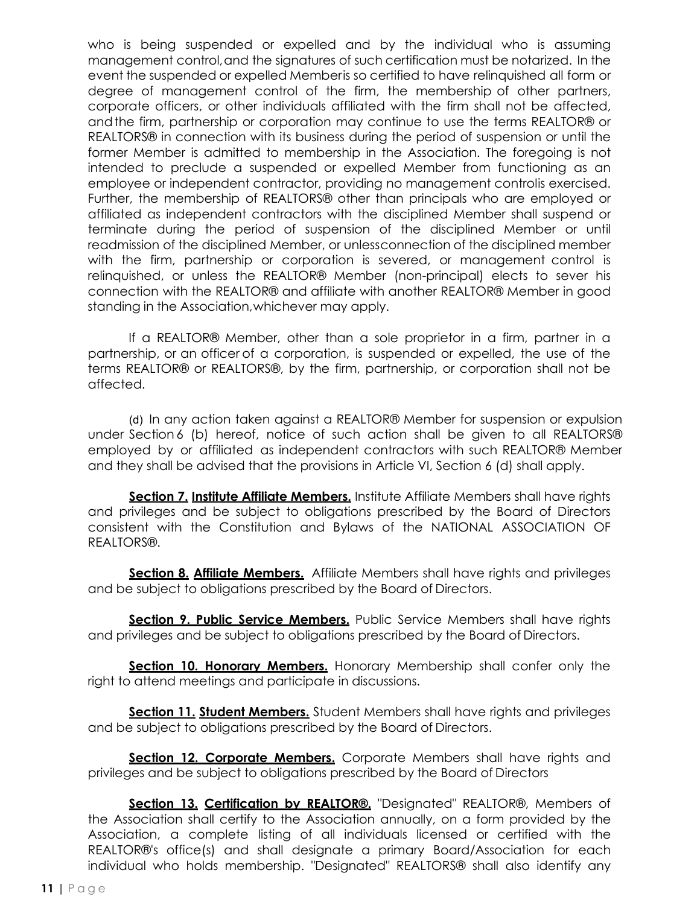who is being suspended or expelled and by the individual who is assuming management control, and the signatures of such certification must be notarized. In the event the suspended or expelled Member is so certified to have relinquished all form or degree of management control of the firm, the membership of other partners, corporate officers, or other individuals affiliated with the firm shall not be affected, and the firm, partnership or corporation may continue to use the terms REALTOR® or REALTORS® in connection with its business during the period of suspension or until the former Member is admitted to membership in the Association. The foregoing is not intended to preclude a suspended or expelled Member from functioning as an employee or independent contractor, providing no management control is exercised. Further, the membership of REALTORS® other than principals who are employed or affiliated as independent contractors with the disciplined Member shall suspend or terminate during the period of suspension of the disciplined Member or until readmission of the disciplined Member, or unless connection of the disciplined member with the firm, partnership or corporation is severed, or management control is relinquished, or unless the REALTOR® Member (non-principal) elects to sever his connection with the REALTOR® and affiliate with another REALTOR® Member in good standing in the Association, whichever may apply.

If a REALTOR® Member, other than a sole proprietor in a firm, partner in a partnership, or an officer of a corporation, is suspended or expelled, the use of the terms REALTOR® or REALTORS®, by the firm, partnership, or corporation shall not be affected.

(d) In any action taken against a REALTOR® Member for suspension or expulsion under Section 6 (b) hereof, notice of such action shall be given to all REALTORS® employed by or affiliated as independent contractors with such REALTOR® Member and they shall be advised that the provisions in Article VI, Section 6 (d) shall apply.

**Section 7. Institute Affiliate Members.** Institute Affiliate Members shall have rights and privileges and be subject to obligations prescribed by the Board of Directors consistent with the Constitution and Bylaws of the NATIONAL ASSOCIATION OF REALTORS®.

**Section 8. Affiliate Members.** Affiliate Members shall have rights and privileges and be subject to obligations prescribed by the Board of Directors.

**Section 9. Public Service Members.** Public Service Members shall have rights and privileges and be subject to obligations prescribed by the Board of Directors.

**Section 10. Honorary Members.** Honorary Membership shall confer only the right to attend meetings and participate in discussions.

**Section 11. Student Members.** Student Members shall have rights and privileges and be subject to obligations prescribed by the Board of Directors.

**Section 12. Corporate Members.** Corporate Members shall have rights and privileges and be subject to obligations prescribed by the Board of Directors

**Section 13. Certification by REALTOR®.** "Designated" REALTOR®, Members of the Association shall certify to the Association annually, on a form provided by the Association, a complete listing of all individuals licensed or certified with the REALTOR®'s office(s) and shall designate a primary Board/Association for each individual who holds membership. "Designated" REALTORS® shall also identify any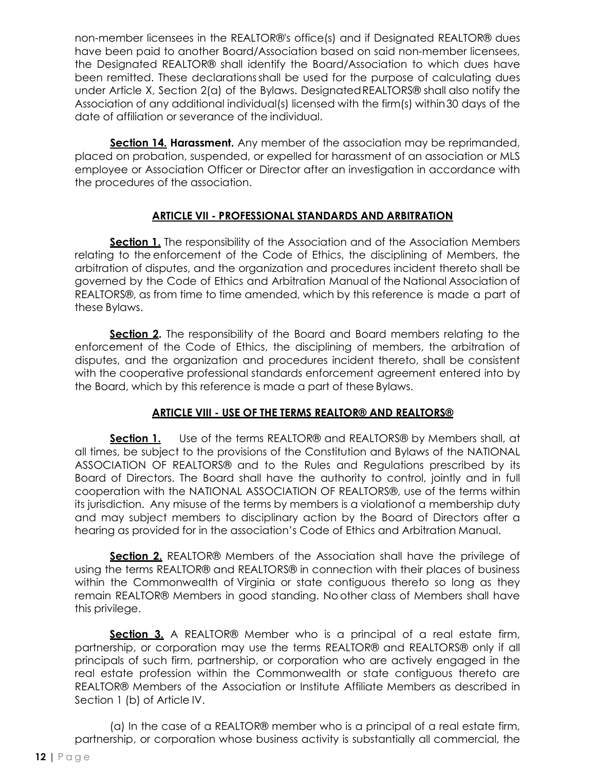non-member licensees in the REALTOR®'s office(s) and if Designated REALTOR® dues have been paid to another Board/Association based on said non-member licensees, the Designated REALTOR® shall identify the Board/Association to which dues have been remitted. These declarations shall be used for the purpose of calculating dues under Article X, Section 2(a) of the Bylaws. Designated REALTORS® shall also notify the Association of any additional individual(s) licensed with the firm(s) within 30 days of the date of affiliation or severance of the individual.

**Section 14. Harassment.** Any member of the association may be reprimanded, placed on probation, suspended, or expelled for harassment of an association or MLS employee or Association Officer or Director after an investigation in accordance with the procedures of the association.

## ARTICLE VII - PROFESSIONAL STANDARDS AND ARBITRATION

**Section 1.** The responsibility of the Association and of the Association Members relating to the enforcement of the Code of Ethics, the disciplining of Members, the arbitration of disputes, and the organization and procedures incident thereto shall be governed by the Code of Ethics and Arbitration Manual of the National Association of REALTORS®, as from time to time amended, which by this reference is made a part of these Bylaws.

**Section 2.** The responsibility of the Board and Board members relating to the enforcement of the Code of Ethics, the disciplining of members, the arbitration of disputes, and the organization and procedures incident thereto, shall be consistent with the cooperative professional standards enforcement agreement entered into by the Board, which by this reference is made a part of these Bylaws.

## ARTICLE VIII - USE OF THE TERMS REALTOR® AND REALTORS®

**Section 1.** Use of the terms REALTOR® and REALTORS® by Members shall, at all times, be subject to the provisions of the Constitution and Bylaws of the NATIONAL ASSOCIATION OF REALTORS® and to the Rules and Regulations prescribed by its Board of Directors. The Board shall have the authority to control, jointly and in full cooperation with the NATIONAL ASSOCIATION OF REALTORS®, use of the terms within its jurisdiction. Any misuse of the terms by members is a violation of a membership duty and may subject members to disciplinary action by the Board of Directors after a hearing as provided for in the association's Code of Ethics and Arbitration Manual.

**Section 2.** REALTOR® Members of the Association shall have the privilege of using the terms REALTOR® and REALTORS® in connection with their places of business within the Commonwealth of Virginia or state contiguous thereto so long as they remain REALTOR® Members in good standing. No other class of Members shall have this privilege.

**Section 3.** A REALTOR® Member who is a principal of a real estate firm, partnership, or corporation may use the terms REALTOR® and REALTORS® only if all principals of such firm, partnership, or corporation who are actively engaged in the real estate profession within the Commonwealth or state contiguous thereto are REALTOR® Members of the Association or Institute Affiliate Members as described in Section 1 (b) of Article IV.

(a) In the case of a REALTOR® member who is a principal of a real estate firm, partnership, or corporation whose business activity is substantially all commercial, the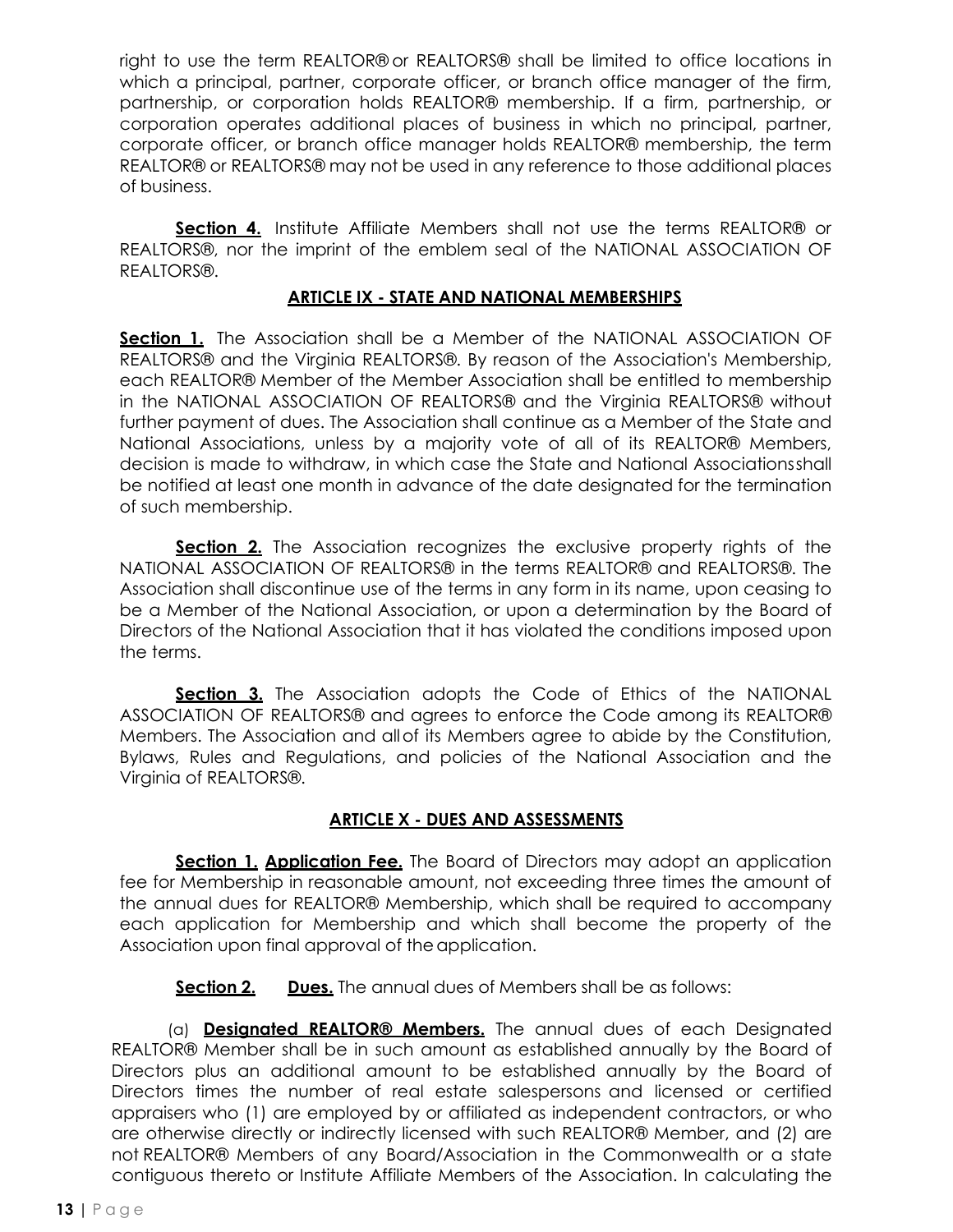right to use the term REALTOR® or REALTORS® shall be limited to office locations in which a principal, partner, corporate officer, or branch office manager of the firm, partnership, or corporation holds REALTOR® membership. If a firm, partnership, or corporation operates additional places of business in which no principal, partner, corporate officer, or branch office manager holds REALTOR® membership, the term REALTOR® or REALTORS® may not be used in any reference to those additional places of business.

**Section 4.** Institute Affiliate Members shall not use the terms REALTOR® or REALTORS®, nor the imprint of the emblem seal of the NATIONAL ASSOCIATION OF REALTORS®.

## ARTICLE IX - STATE AND NATIONAL MEMBERSHIPS

**Section 1.** The Association shall be a Member of the NATIONAL ASSOCIATION OF REALTORS® and the Virginia REALTORS®. By reason of the Association's Membership, each REALTOR® Member of the Member Association shall be entitled to membership in the NATIONAL ASSOCIATION OF REALTORS® and the Virginia REALTORS® without further payment of dues. The Association shall continue as a Member of the State and National Associations, unless by a majority vote of all of its REALTOR® Members, decision is made to withdraw, in which case the State and National Associationsshall be notified at least one month in advance of the date designated for the termination of such membership.

**Section 2.** The Association recognizes the exclusive property rights of the NATIONAL ASSOCIATION OF REALTORS® in the terms REALTOR® and REALTORS®. The Association shall discontinue use of the terms in any form in its name, upon ceasing to be a Member of the National Association, or upon a determination by the Board of Directors of the National Association that it has violated the conditions imposed upon the terms.

**Section 3.** The Association adopts the Code of Ethics of the NATIONAL ASSOCIATION OF REALTORS® and agrees to enforce the Code among its REALTOR® Members. The Association and allof its Members agree to abide by the Constitution, Bylaws, Rules and Regulations, and policies of the National Association and the Virginia of REALTORS®.

## ARTICLE X - DUES AND ASSESSMENTS

**Section 1. Application Fee.** The Board of Directors may adopt an application fee for Membership in reasonable amount, not exceeding three times the amount of the annual dues for REALTOR® Membership, which shall be required to accompany each application for Membership and which shall become the property of the Association upon final approval of the application.

**Section 2. Dues.** The annual dues of Members shall be as follows:

(a) **Designated REALTOR® Members.** The annual dues of each Designated REALTOR® Member shall be in such amount as established annually by the Board of Directors plus an additional amount to be established annually by the Board of Directors times the number of real estate salespersons and licensed or certified appraisers who (1) are employed by or affiliated as independent contractors, or who are otherwise directly or indirectly licensed with such REALTOR® Member, and (2) are not REALTOR® Members of any Board/Association in the Commonwealth or a state contiguous thereto or Institute Affiliate Members of the Association. In calculating the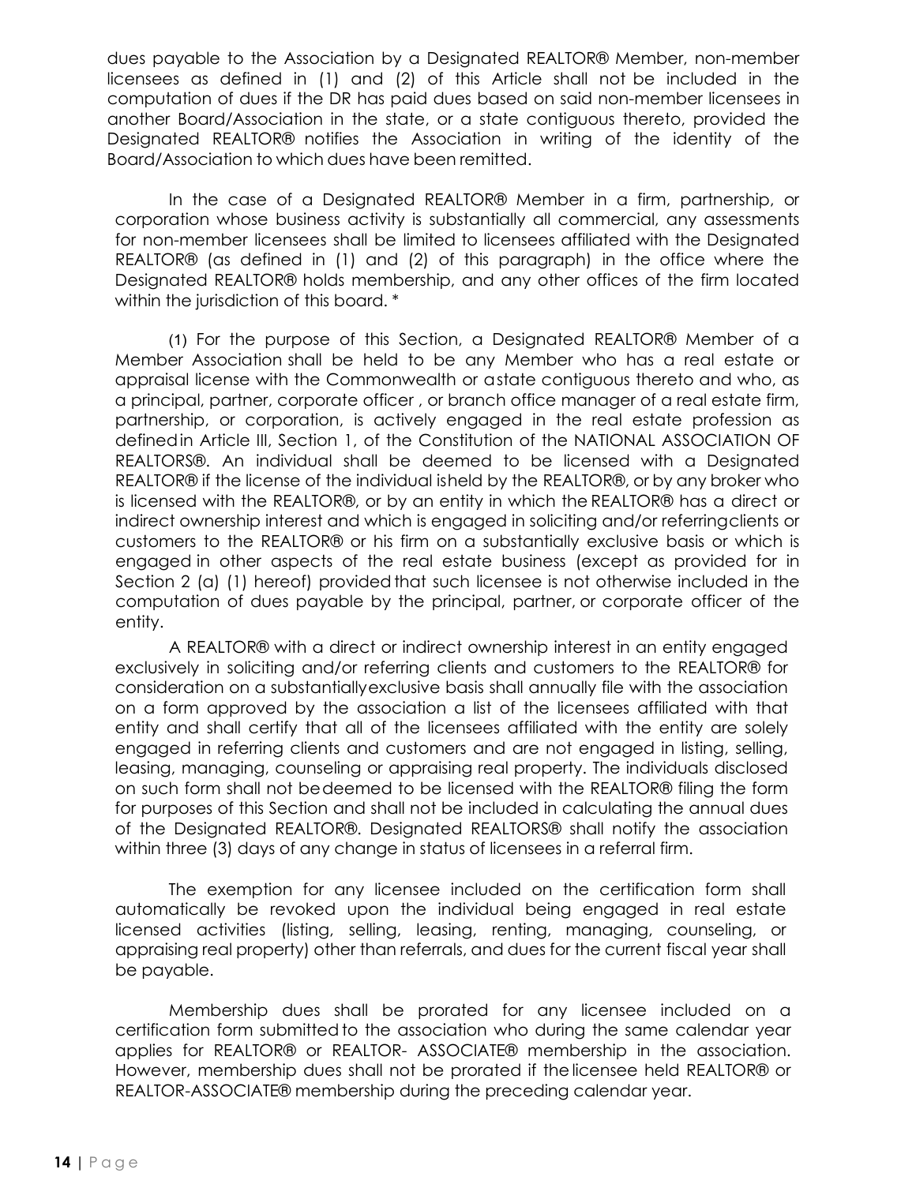dues payable to the Association by a Designated REALTOR® Member, non-member licensees as defined in (1) and (2) of this Article shall not be included in the computation of dues if the DR has paid dues based on said non-member licensees in another Board/Association in the state, or a state contiguous thereto, provided the Designated REALTOR® notifies the Association in writing of the identity of the Board/Association to which dues have been remitted.

In the case of a Designated REALTOR® Member in a firm, partnership, or corporation whose business activity is substantially all commercial, any assessments for non-member licensees shall be limited to licensees affiliated with the Designated REALTOR® (as defined in (1) and (2) of this paragraph) in the office where the Designated REALTOR® holds membership, and any other offices of the firm located within the jurisdiction of this board. *

(1) For the purpose of this Section, a Designated REALTOR® Member of a Member Association shall be held to be any Member who has a real estate or appraisal license with the Commonwealth or a state contiguous thereto and who, as a principal, partner, corporate officer , or branch office manager of a real estate firm, partnership, or corporation, is actively engaged in the real estate profession as defined in Article III, Section 1, of the Constitution of the NATIONAL ASSOCIATION OF REALTORS®. An individual shall be deemed to be licensed with a Designated REALTOR® if the license of the individual is held by the REALTOR®, or by any broker who is licensed with the REALTOR®, or by an entity in which the REALTOR® has a direct or indirect ownership interest and which is engaged in soliciting and/or referring clients or customers to the REALTOR® or his firm on a substantially exclusive basis or which is engaged in other aspects of the real estate business (except as provided for in Section 2 (a) (1) hereof) provided that such licensee is not otherwise included in the computation of dues payable by the principal, partner, or corporate officer of the entity.

A REALTOR® with a direct or indirect ownership interest in an entity engaged exclusively in soliciting and/or referring clients and customers to the REALTOR® for consideration on a substantially exclusive basis shall annually file with the association on a form approved by the association a list of the licensees affiliated with that entity and shall certify that all of the licensees affiliated with the entity are solely engaged in referring clients and customers and are not engaged in listing, selling, leasing, managing, counseling or appraising real property. The individuals disclosed on such form shall not be deemed to be licensed with the REALTOR® filing the form for purposes of this Section and shall not be included in calculating the annual dues of the Designated REALTOR®. Designated REALTORS® shall notify the association within three (3) days of any change in status of licensees in a referral firm.

The exemption for any licensee included on the certification form shall automatically be revoked upon the individual being engaged in real estate licensed activities (listing, selling, leasing, renting, managing, counseling, or appraising real property) other than referrals, and dues for the current fiscal year shall be payable.

Membership dues shall be prorated for any licensee included on a certification form submitted to the association who during the same calendar year applies for REALTOR® or REALTOR- ASSOCIATE® membership in the association. However, membership dues shall not be prorated if the licensee held REALTOR® or REALTOR-ASSOCIATE® membership during the preceding calendar year.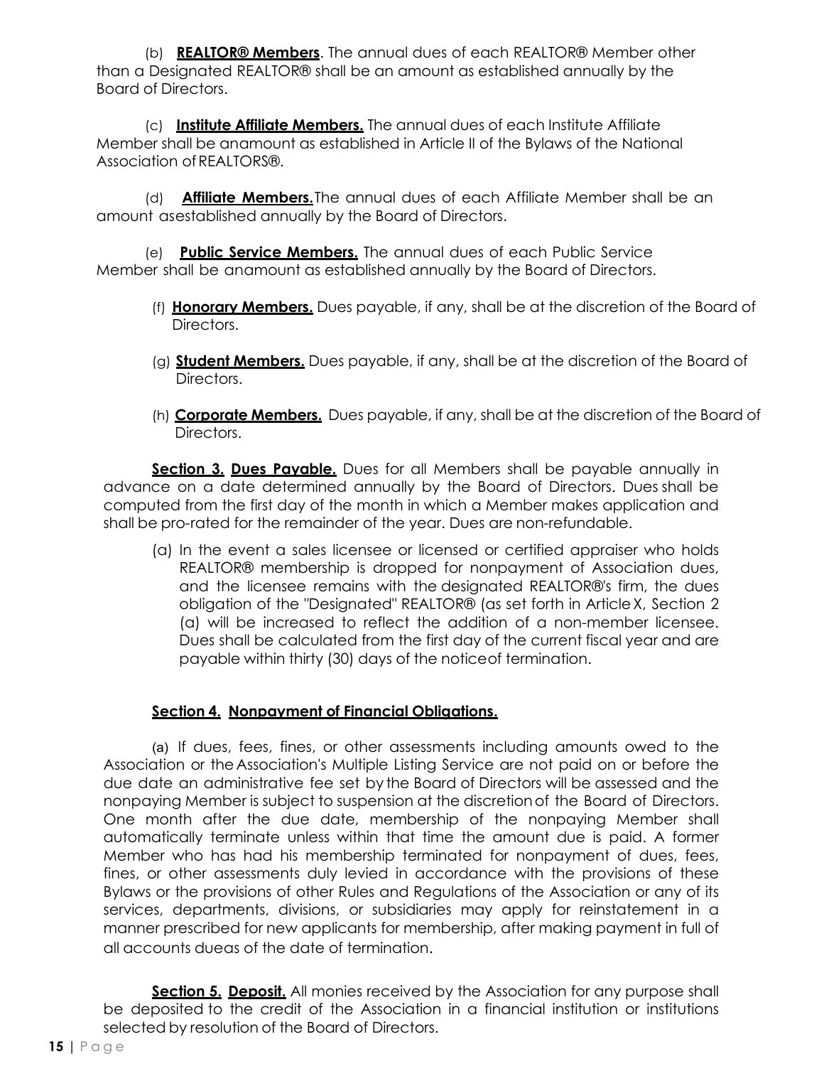(b) **REALTOR® Members**. The annual dues of each REALTOR® Member other than a Designated REALTOR® shall be an amount as established annually by the Board of Directors.

(c) **Institute Affiliate Members.** The annual dues of each Institute Affiliate Member shall be anamount as established in Article II of the Bylaws of the National Association of REALTORS®.

(d) **Affiliate Members.** The annual dues of each Affiliate Member shall be an amount asestablished annually by the Board of Directors.

(e) **Public Service Members.** The annual dues of each Public Service Member shall be anamount as established annually by the Board of Directors.

(f) **Honorary Members.** Dues payable, if any, shall be at the discretion of the Board of Directors.

(g) **Student Members.** Dues payable, if any, shall be at the discretion of the Board of Directors.

(h) **Corporate Members.** Dues payable, if any, shall be at the discretion of the Board of Directors.

**Section 3. Dues Payable.** Dues for all Members shall be payable annually in advance on a date determined annually by the Board of Directors. Dues shall be computed from the first day of the month in which a Member makes application and shall be pro-rated for the remainder of the year. Dues are non-refundable.

(a) In the event a sales licensee or licensed or certified appraiser who holds REALTOR® membership is dropped for nonpayment of Association dues, and the licensee remains with the designated REALTOR®'s firm, the dues obligation of the "Designated" REALTOR® (as set forth in Article X, Section 2 (a) will be increased to reflect the addition of a non-member licensee. Dues shall be calculated from the first day of the current fiscal year and are payable within thirty (30) days of the noticeof termination.

**Section 4. Nonpayment of Financial Obligations.**

(a) If dues, fees, fines, or other assessments including amounts owed to the Association or the Association's Multiple Listing Service are not paid on or before the due date an administrative fee set by the Board of Directors will be assessed and the nonpaying Member is subject to suspension at the discretion of the Board of Directors. One month after the due date, membership of the nonpaying Member shall automatically terminate unless within that time the amount due is paid. A former Member who has had his membership terminated for nonpayment of dues, fees, fines, or other assessments duly levied in accordance with the provisions of these Bylaws or the provisions of other Rules and Regulations of the Association or any of its services, departments, divisions, or subsidiaries may apply for reinstatement in a manner prescribed for new applicants for membership, after making payment in full of all accounts dueas of the date of termination.

**Section 5. Deposit.** All monies received by the Association for any purpose shall be deposited to the credit of the Association in a financial institution or institutions selected by resolution of the Board of Directors.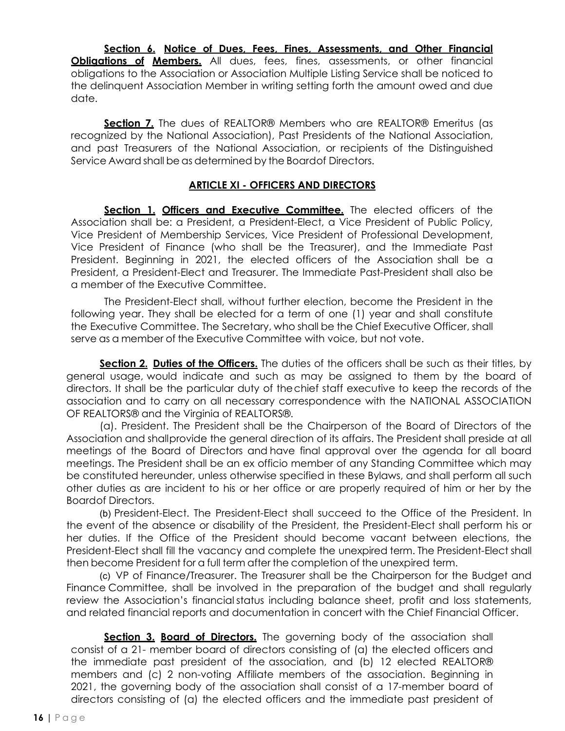**Section 6. Notice of Dues, Fees, Fines, Assessments, and Other Financial Obligations of Members.** All dues, fees, fines, assessments, or other financial obligations to the Association or Association Multiple Listing Service shall be noticed to the delinquent Association Member in writing setting forth the amount owed and due date.

**Section 7.** The dues of REALTOR® Members who are REALTOR® Emeritus (as recognized by the National Association), Past Presidents of the National Association, and past Treasurers of the National Association, or recipients of the Distinguished Service Award shall be as determined by the Boardof Directors.

## ARTICLE XI - OFFICERS AND DIRECTORS

**Section 1. Officers and Executive Committee.** The elected officers of the Association shall be: a President, a President-Elect, a Vice President of Public Policy, Vice President of Membership Services, Vice President of Professional Development, Vice President of Finance (who shall be the Treasurer), and the Immediate Past President. Beginning in 2021, the elected officers of the Association shall be a President, a President-Elect and Treasurer. The Immediate Past-President shall also be a member of the Executive Committee.

The President-Elect shall, without further election, become the President in the following year. They shall be elected for a term of one (1) year and shall constitute the Executive Committee. The Secretary, who shall be the Chief Executive Officer, shall serve as a member of the Executive Committee with voice, but not vote.

**Section 2. Duties of the Officers.** The duties of the officers shall be such as their titles, by general usage, would indicate and such as may be assigned to them by the board of directors. It shall be the particular duty of thechief staff executive to keep the records of the association and to carry on all necessary correspondence with the NATIONAL ASSOCIATION OF REALTORS® and the Virginia of REALTORS®.

(a). President. The President shall be the Chairperson of the Board of Directors of the Association and shallprovide the general direction of its affairs. The President shall preside at all meetings of the Board of Directors and have final approval over the agenda for all board meetings. The President shall be an ex officio member of any Standing Committee which may be constituted hereunder, unless otherwise specified in these Bylaws, and shall perform all such other duties as are incident to his or her office or are properly required of him or her by the Boardof Directors.

(b) President-Elect. The President-Elect shall succeed to the Office of the President. In the event of the absence or disability of the President, the President-Elect shall perform his or her duties. If the Office of the President should become vacant between elections, the President-Elect shall fill the vacancy and complete the unexpired term. The President-Elect shall then become President for a full term after the completion of the unexpired term.

(c) VP of Finance/Treasurer. The Treasurer shall be the Chairperson for the Budget and Finance Committee, shall be involved in the preparation of the budget and shall regularly review the Association's financialstatus including balance sheet, profit and loss statements, and related financial reports and documentation in concert with the Chief Financial Officer.

**Section 3. Board of Directors.** The governing body of the association shall consist of a 21- member board of directors consisting of (a) the elected officers and the immediate past president of the association, and (b) 12 elected REALTOR® members and (c) 2 non-voting Affiliate members of the association. Beginning in 2021, the governing body of the association shall consist of a 17-member board of directors consisting of (a) the elected officers and the immediate past president of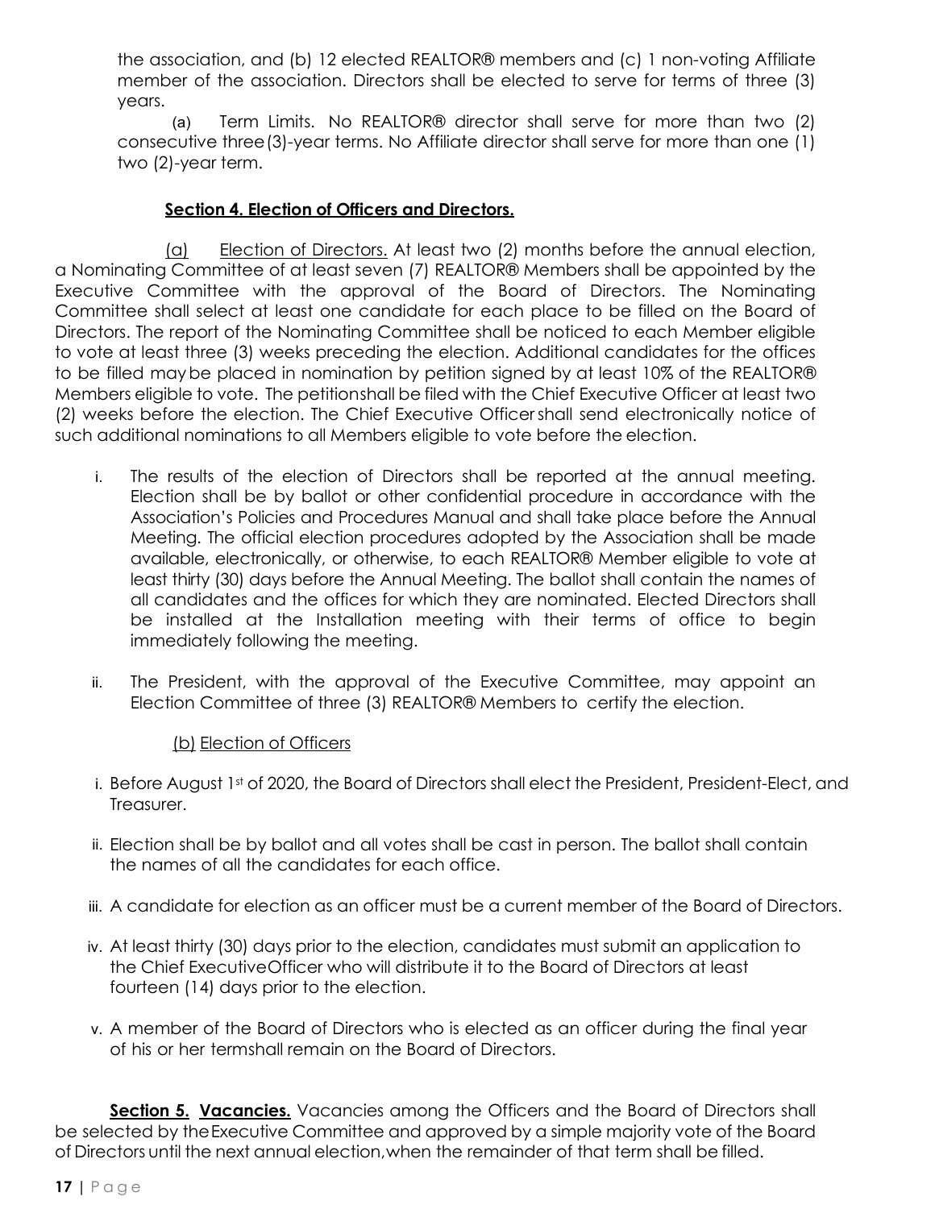the association, and (b) 12 elected REALTOR® members and (c) 1 non-voting Affiliate member of the association. Directors shall be elected to serve for terms of three (3) years.

(a) Term Limits. No REALTOR® director shall serve for more than two (2) consecutive three (3)-year terms. No Affiliate director shall serve for more than one (1) two (2)-year term.

**Section 4. Election of Officers and Directors.**

(a) Election of Directors. At least two (2) months before the annual election, a Nominating Committee of at least seven (7) REALTOR® Members shall be appointed by the Executive Committee with the approval of the Board of Directors. The Nominating Committee shall select at least one candidate for each place to be filled on the Board of Directors. The report of the Nominating Committee shall be noticed to each Member eligible to vote at least three (3) weeks preceding the election. Additional candidates for the offices to be filled may be placed in nomination by petition signed by at least 10% of the REALTOR® Members eligible to vote. The petition shall be filed with the Chief Executive Officer at least two (2) weeks before the election. The Chief Executive Officer shall send electronically notice of such additional nominations to all Members eligible to vote before the election.

i. The results of the election of Directors shall be reported at the annual meeting. Election shall be by ballot or other confidential procedure in accordance with the Association's Policies and Procedures Manual and shall take place before the Annual Meeting. The official election procedures adopted by the Association shall be made available, electronically, or otherwise, to each REALTOR® Member eligible to vote at least thirty (30) days before the Annual Meeting. The ballot shall contain the names of all candidates and the offices for which they are nominated. Elected Directors shall be installed at the Installation meeting with their terms of office to begin immediately following the meeting.

ii. The President, with the approval of the Executive Committee, may appoint an Election Committee of three (3) REALTOR® Members to certify the election.

(b) Election of Officers

i. Before August 1st of 2020, the Board of Directors shall elect the President, President-Elect, and Treasurer.

ii. Election shall be by ballot and all votes shall be cast in person. The ballot shall contain the names of all the candidates for each office.

iii. A candidate for election as an officer must be a current member of the Board of Directors.

iv. At least thirty (30) days prior to the election, candidates must submit an application to the Chief Executive Officer who will distribute it to the Board of Directors at least fourteen (14) days prior to the election.

v. A member of the Board of Directors who is elected as an officer during the final year of his or her term shall remain on the Board of Directors.

**Section 5. Vacancies.** Vacancies among the Officers and the Board of Directors shall be selected by the Executive Committee and approved by a simple majority vote of the Board of Directors until the next annual election, when the remainder of that term shall be filled.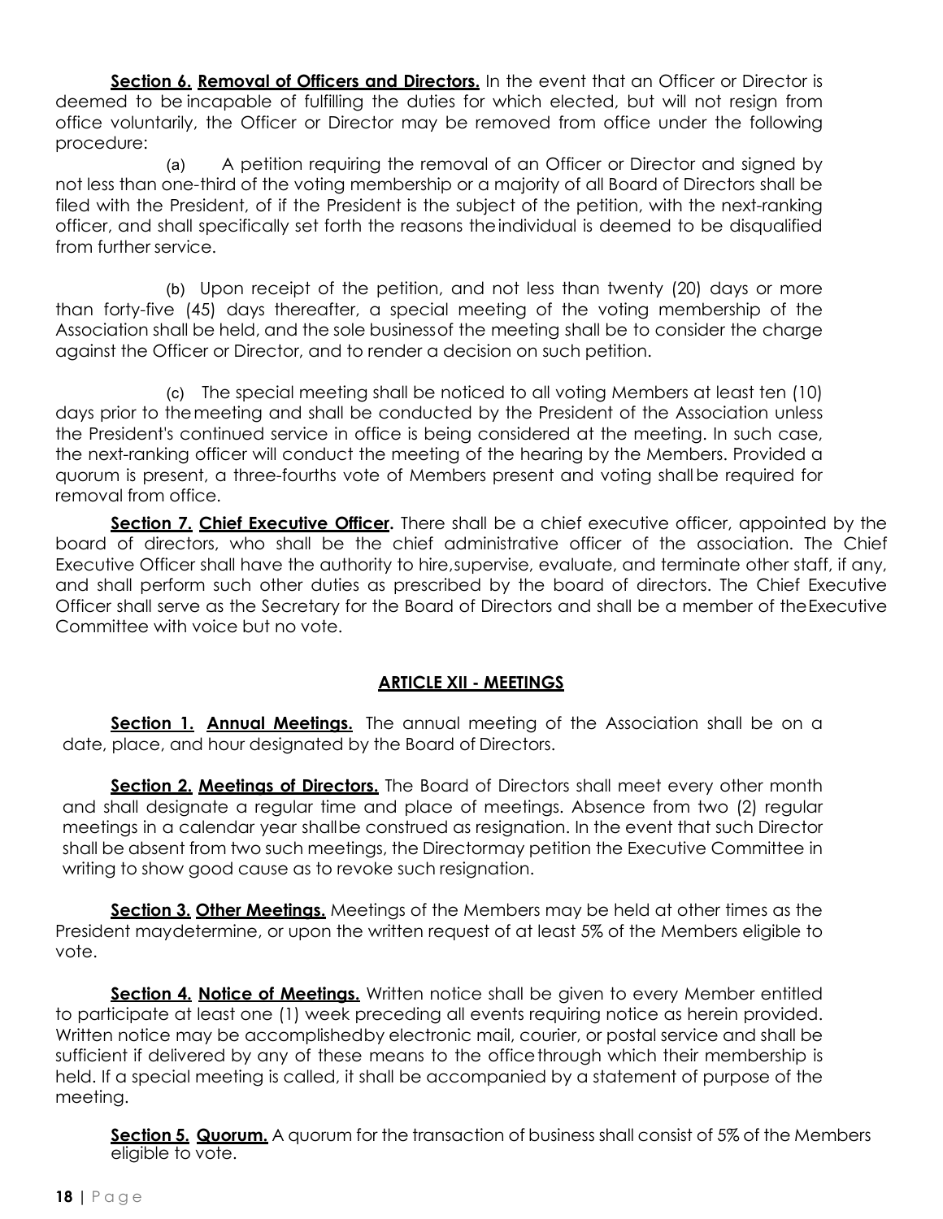**<u>Section 6.</u> <u>Removal of Officers and Directors.</u>** In the event that an Officer or Director is deemed to be incapable of fulfilling the duties for which elected, but will not resign from office voluntarily, the Officer or Director may be removed from office under the following procedure:

(a) A petition requiring the removal of an Officer or Director and signed by not less than one-third of the voting membership or a majority of all Board of Directors shall be filed with the President, of if the President is the subject of the petition, with the next-ranking officer, and shall specifically set forth the reasons the individual is deemed to be disqualified from further service.

(b) Upon receipt of the petition, and not less than twenty (20) days or more than forty-five (45) days thereafter, a special meeting of the voting membership of the Association shall be held, and the sole business of the meeting shall be to consider the charge against the Officer or Director, and to render a decision on such petition.

(c) The special meeting shall be noticed to all voting Members at least ten (10) days prior to the meeting and shall be conducted by the President of the Association unless the President's continued service in office is being considered at the meeting. In such case, the next-ranking officer will conduct the meeting of the hearing by the Members. Provided a quorum is present, a three-fourths vote of Members present and voting shall be required for removal from office.

**<u>Section 7.</u> <u>Chief Executive Officer</u>.** There shall be a chief executive officer, appointed by the board of directors, who shall be the chief administrative officer of the association. The Chief Executive Officer shall have the authority to hire, supervise, evaluate, and terminate other staff, if any, and shall perform such other duties as prescribed by the board of directors. The Chief Executive Officer shall serve as the Secretary for the Board of Directors and shall be a member of the Executive Committee with voice but no vote.

## <u>ARTICLE XII - MEETINGS</u>

**<u>Section 1.</u> <u>Annual Meetings.</u>** The annual meeting of the Association shall be on a date, place, and hour designated by the Board of Directors.

**<u>Section 2.</u> <u>Meetings of Directors.</u>** The Board of Directors shall meet every other month and shall designate a regular time and place of meetings. Absence from two (2) regular meetings in a calendar year shall be construed as resignation. In the event that such Director shall be absent from two such meetings, the Director may petition the Executive Committee in writing to show good cause as to revoke such resignation.

**<u>Section 3.</u> <u>Other Meetings.</u>** Meetings of the Members may be held at other times as the President may determine, or upon the written request of at least 5% of the Members eligible to vote.

**<u>Section 4.</u> <u>Notice of Meetings.</u>** Written notice shall be given to every Member entitled to participate at least one (1) week preceding all events requiring notice as herein provided. Written notice may be accomplished by electronic mail, courier, or postal service and shall be sufficient if delivered by any of these means to the office through which their membership is held. If a special meeting is called, it shall be accompanied by a statement of purpose of the meeting.

**<u>Section 5.</u> <u>Quorum.</u>** A quorum for the transaction of business shall consist of 5% of the Members eligible to vote.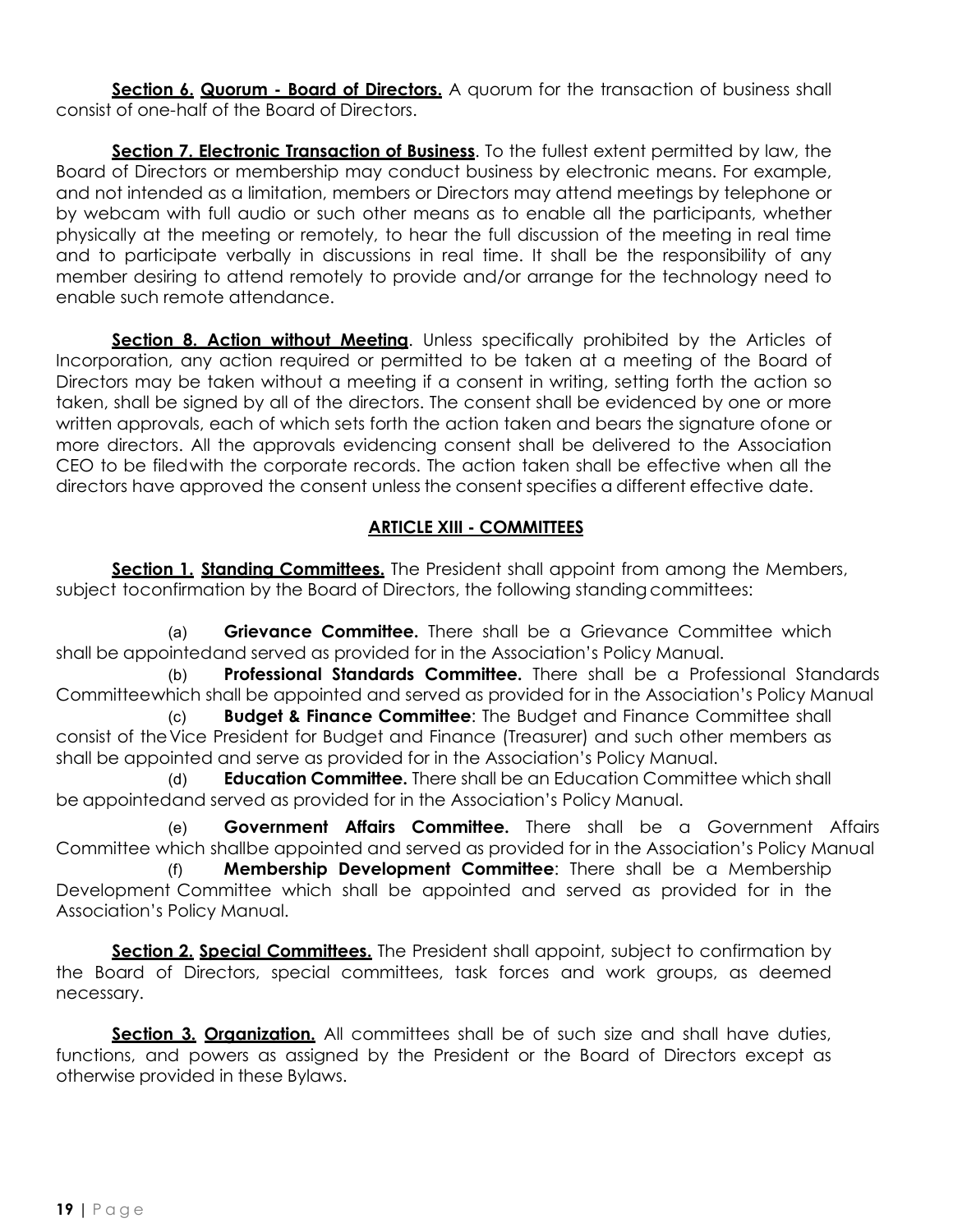**Section 6. Quorum - Board of Directors.** A quorum for the transaction of business shall consist of one-half of the Board of Directors.

**Section 7. Electronic Transaction of Business**. To the fullest extent permitted by law, the Board of Directors or membership may conduct business by electronic means. For example, and not intended as a limitation, members or Directors may attend meetings by telephone or by webcam with full audio or such other means as to enable all the participants, whether physically at the meeting or remotely, to hear the full discussion of the meeting in real time and to participate verbally in discussions in real time. It shall be the responsibility of any member desiring to attend remotely to provide and/or arrange for the technology need to enable such remote attendance.

**Section 8. Action without Meeting**. Unless specifically prohibited by the Articles of Incorporation, any action required or permitted to be taken at a meeting of the Board of Directors may be taken without a meeting if a consent in writing, setting forth the action so taken, shall be signed by all of the directors. The consent shall be evidenced by one or more written approvals, each of which sets forth the action taken and bears the signature ofone or more directors. All the approvals evidencing consent shall be delivered to the Association CEO to be filedwith the corporate records. The action taken shall be effective when all the directors have approved the consent unless the consent specifies a different effective date.

## ARTICLE XIII - COMMITTEES

**Section 1. Standing Committees.** The President shall appoint from among the Members, subject toconfirmation by the Board of Directors, the following standing committees:

(a) **Grievance Committee.** There shall be a Grievance Committee which shall be appointedand served as provided for in the Association's Policy Manual.

(b) **Professional Standards Committee.** There shall be a Professional Standards Committeewhich shall be appointed and served as provided for in the Association's Policy Manual

(c) **Budget & Finance Committee**: The Budget and Finance Committee shall consist of theVice President for Budget and Finance (Treasurer) and such other members as shall be appointed and serve as provided for in the Association's Policy Manual.

(d) **Education Committee.** There shall be an Education Committee which shall be appointedand served as provided for in the Association's Policy Manual.

(e) **Government Affairs Committee.** There shall be a Government Affairs Committee which shallbe appointed and served as provided for in the Association's Policy Manual

(f) **Membership Development Committee**: There shall be a Membership Development Committee which shall be appointed and served as provided for in the Association's Policy Manual.

**Section 2. Special Committees.** The President shall appoint, subject to confirmation by the Board of Directors, special committees, task forces and work groups, as deemed necessary.

**Section 3. Organization.** All committees shall be of such size and shall have duties, functions, and powers as assigned by the President or the Board of Directors except as otherwise provided in these Bylaws.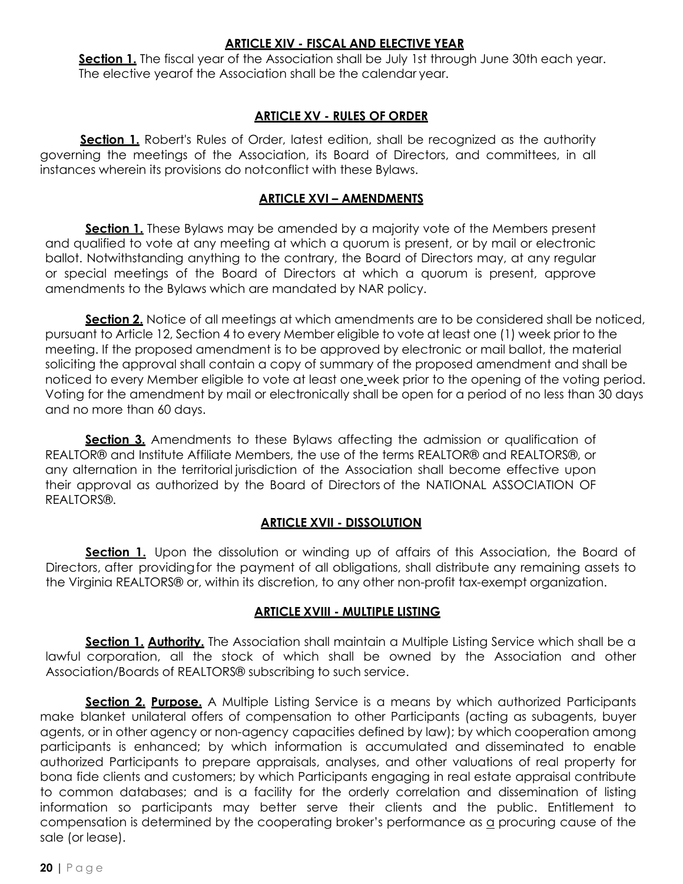## ARTICLE XIV - FISCAL AND ELECTIVE YEAR

**Section 1.** The fiscal year of the Association shall be July 1st through June 30th each year. The elective yearof the Association shall be the calendar year.

## ARTICLE XV - RULES OF ORDER

**Section 1.** Robert's Rules of Order, latest edition, shall be recognized as the authority governing the meetings of the Association, its Board of Directors, and committees, in all instances wherein its provisions do notconflict with these Bylaws.

## ARTICLE XVI – AMENDMENTS

**Section 1.** These Bylaws may be amended by a majority vote of the Members present and qualified to vote at any meeting at which a quorum is present, or by mail or electronic ballot. Notwithstanding anything to the contrary, the Board of Directors may, at any regular or special meetings of the Board of Directors at which a quorum is present, approve amendments to the Bylaws which are mandated by NAR policy.

**Section 2.** Notice of all meetings at which amendments are to be considered shall be noticed, pursuant to Article 12, Section 4 to every Member eligible to vote at least one (1) week prior to the meeting. If the proposed amendment is to be approved by electronic or mail ballot, the material soliciting the approval shall contain a copy of summary of the proposed amendment and shall be noticed to every Member eligible to vote at least one week prior to the opening of the voting period. Voting for the amendment by mail or electronically shall be open for a period of no less than 30 days and no more than 60 days.

**Section 3.** Amendments to these Bylaws affecting the admission or qualification of REALTOR® and Institute Affiliate Members, the use of the terms REALTOR® and REALTORS®, or any alternation in the territorial jurisdiction of the Association shall become effective upon their approval as authorized by the Board of Directors of the NATIONAL ASSOCIATION OF REALTORS®.

## ARTICLE XVII - DISSOLUTION

**Section 1.** Upon the dissolution or winding up of affairs of this Association, the Board of Directors, after providingfor the payment of all obligations, shall distribute any remaining assets to the Virginia REALTORS® or, within its discretion, to any other non-profit tax-exempt organization.

## ARTICLE XVIII - MULTIPLE LISTING

**Section 1. Authority.** The Association shall maintain a Multiple Listing Service which shall be a lawful corporation, all the stock of which shall be owned by the Association and other Association/Boards of REALTORS® subscribing to such service.

**Section 2. Purpose.** A Multiple Listing Service is a means by which authorized Participants make blanket unilateral offers of compensation to other Participants (acting as subagents, buyer agents, or in other agency or non-agency capacities defined by law); by which cooperation among participants is enhanced; by which information is accumulated and disseminated to enable authorized Participants to prepare appraisals, analyses, and other valuations of real property for bona fide clients and customers; by which Participants engaging in real estate appraisal contribute to common databases; and is a facility for the orderly correlation and dissemination of listing information so participants may better serve their clients and the public. Entitlement to compensation is determined by the cooperating broker's performance as a procuring cause of the sale (or lease).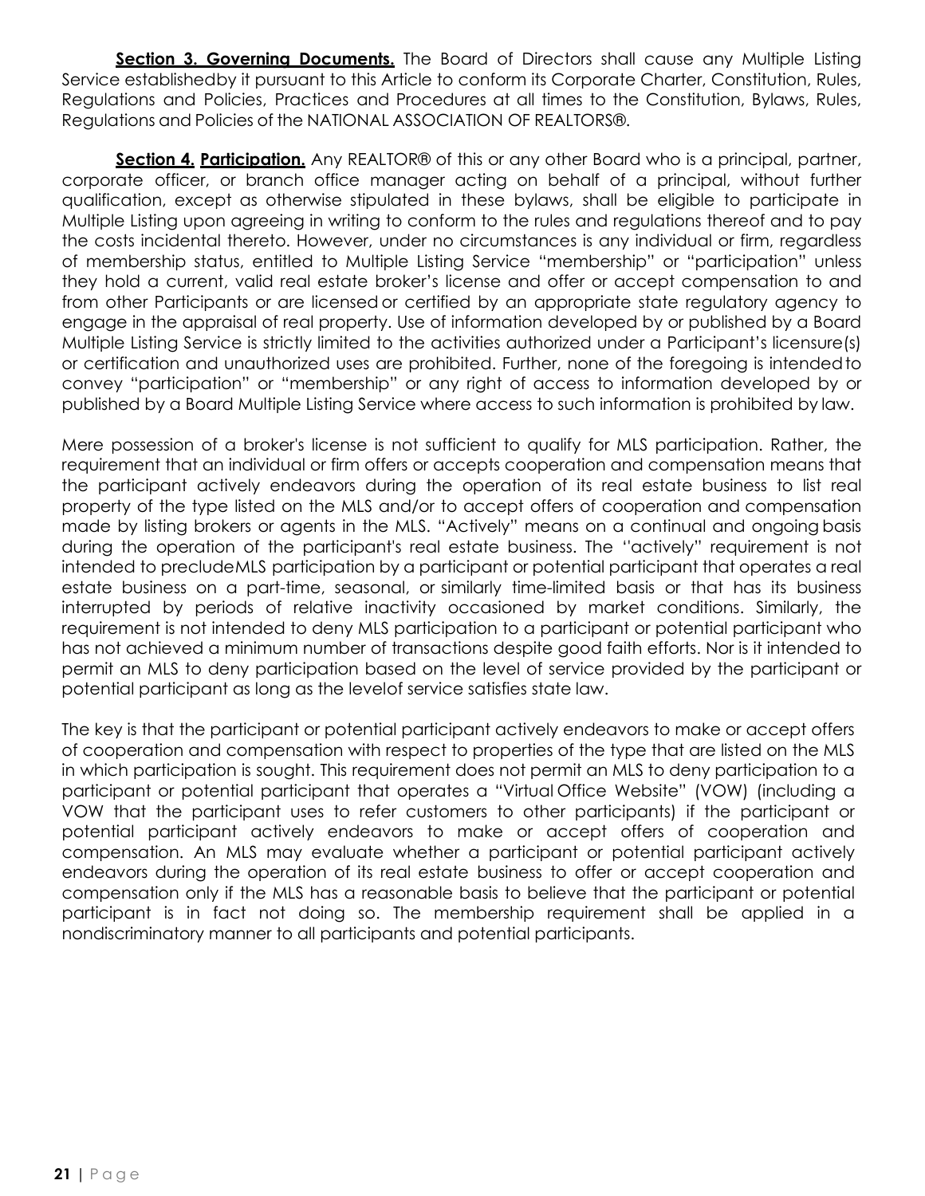**Section 3. Governing Documents.** The Board of Directors shall cause any Multiple Listing Service establishedby it pursuant to this Article to conform its Corporate Charter, Constitution, Rules, Regulations and Policies, Practices and Procedures at all times to the Constitution, Bylaws, Rules, Regulations and Policies of the NATIONAL ASSOCIATION OF REALTORS®.

**Section 4. Participation.** Any REALTOR® of this or any other Board who is a principal, partner, corporate officer, or branch office manager acting on behalf of a principal, without further qualification, except as otherwise stipulated in these bylaws, shall be eligible to participate in Multiple Listing upon agreeing in writing to conform to the rules and regulations thereof and to pay the costs incidental thereto. However, under no circumstances is any individual or firm, regardless of membership status, entitled to Multiple Listing Service "membership" or "participation" unless they hold a current, valid real estate broker's license and offer or accept compensation to and from other Participants or are licensed or certified by an appropriate state regulatory agency to engage in the appraisal of real property. Use of information developed by or published by a Board Multiple Listing Service is strictly limited to the activities authorized under a Participant's licensure(s) or certification and unauthorized uses are prohibited. Further, none of the foregoing is intendedto convey "participation" or "membership" or any right of access to information developed by or published by a Board Multiple Listing Service where access to such information is prohibited by law.

Mere possession of a broker's license is not sufficient to qualify for MLS participation. Rather, the requirement that an individual or firm offers or accepts cooperation and compensation means that the participant actively endeavors during the operation of its real estate business to list real property of the type listed on the MLS and/or to accept offers of cooperation and compensation made by listing brokers or agents in the MLS. "Actively" means on a continual and ongoing basis during the operation of the participant's real estate business. The "actively" requirement is not intended to precludeMLS participation by a participant or potential participant that operates a real estate business on a part-time, seasonal, or similarly time-limited basis or that has its business interrupted by periods of relative inactivity occasioned by market conditions. Similarly, the requirement is not intended to deny MLS participation to a participant or potential participant who has not achieved a minimum number of transactions despite good faith efforts. Nor is it intended to permit an MLS to deny participation based on the level of service provided by the participant or potential participant as long as the levelof service satisfies state law.

The key is that the participant or potential participant actively endeavors to make or accept offers of cooperation and compensation with respect to properties of the type that are listed on the MLS in which participation is sought. This requirement does not permit an MLS to deny participation to a participant or potential participant that operates a "Virtual Office Website" (VOW) (including a VOW that the participant uses to refer customers to other participants) if the participant or potential participant actively endeavors to make or accept offers of cooperation and compensation. An MLS may evaluate whether a participant or potential participant actively endeavors during the operation of its real estate business to offer or accept cooperation and compensation only if the MLS has a reasonable basis to believe that the participant or potential participant is in fact not doing so. The membership requirement shall be applied in a nondiscriminatory manner to all participants and potential participants.